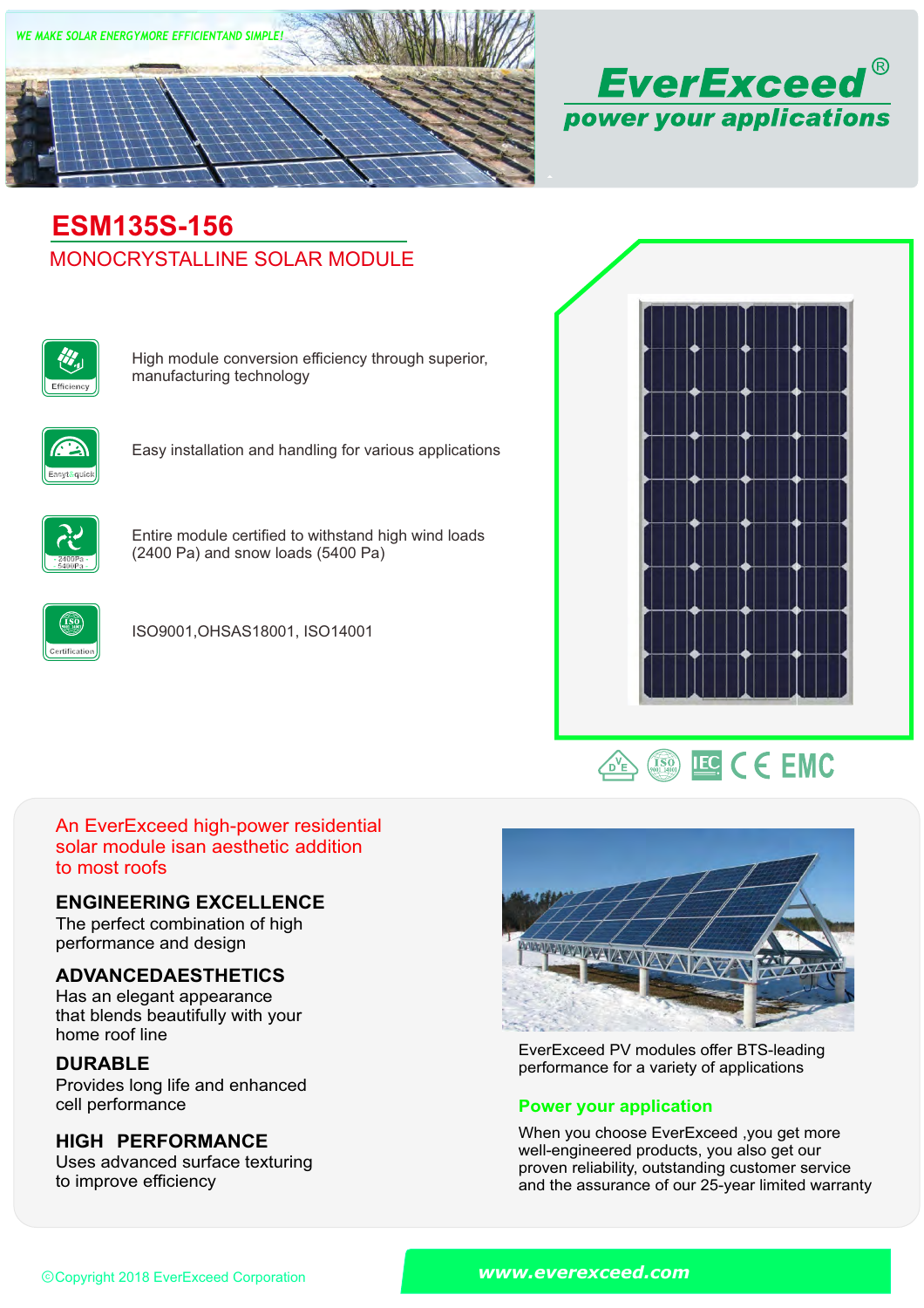WE MAKE SOLAR ENERGYMORE EFFICIENTAND SIMPLE!

**EverExceed®**

**power your applications**

# ESM135S-156

## MONOCRYSTALLINE SOLAR MODULE

- Efficiency — High module conversion efficiency through superior, manufacturing technology
- Easy&quick — Easy installation and handling for various applications
- 2400Pa 5400Pa — Entire module certified to withstand high wind loads (2400 Pa) and snow loads (5400 Pa)
- Certification — ISO9001,OHSAS18001, ISO14001

An EverExceed high-power residential solar module isan aesthetic addition to most roofs

### ENGINEERING EXCELLENCE

The perfect combination of high performance and design

### ADVANCEDAESTHETICS

Has an elegant appearance that blends beautifully with your home roof line

### DURABLE

Provides long life and enhanced cell performance

### HIGH PERFORMANCE

Uses advanced surface texturing to improve efficiency

EverExceed PV modules offer BTS-leading performance for a variety of applications

### Power your application

When you choose EverExceed ,you get more well-engineered products, you also get our proven reliability, outstanding customer service and the assurance of our 25-year limited warranty

©Copyright 2018 EverExceed Corporation

www.everexceed.com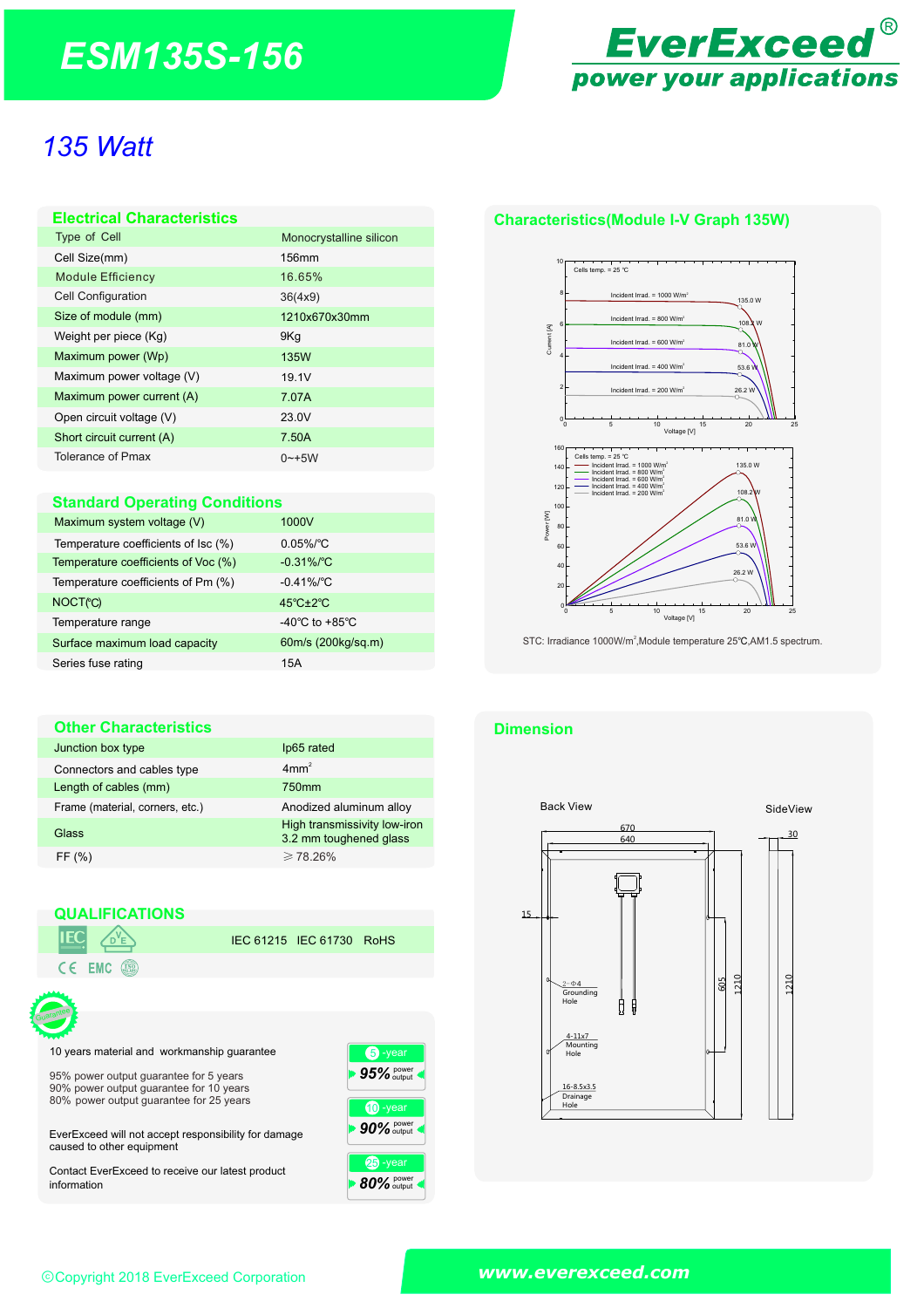# ESM135S-156

**EverExceed®**
**power your applications**

## 135 Watt

## Electrical Characteristics

| | |
|---|---|
| Type of Cell | Monocrystalline silicon |
| Cell Size(mm) | 156mm |
| Module Efficiency | 16.65% |
| Cell Configuration | 36(4x9) |
| Size of module (mm) | 1210x670x30mm |
| Weight per piece (Kg) | 9Kg |
| Maximum power (Wp) | 135W |
| Maximum power voltage (V) | 19.1V |
| Maximum power current (A) | 7.07A |
| Open circuit voltage (V) | 23.0V |
| Short circuit current (A) | 7.50A |
| Tolerance of Pmax | 0~+5W |

## Standard Operating Conditions

| | |
|---|---|
| Maximum system voltage (V) | 1000V |
| Temperature coefficients of Isc (%) | 0.05%/℃ |
| Temperature coefficients of Voc (%) | -0.31%/℃ |
| Temperature coefficients of Pm (%) | -0.41%/℃ |
| NOCT(℃) | 45℃±2℃ |
| Temperature range | -40°C to +85°C |
| Surface maximum load capacity | 60m/s (200kg/sq.m) |
| Series fuse rating | 15A |

## Characteristics(Module I-V Graph 135W)

Cells temp. = 25 ℃
Incident Irrad. = 1000 W/m² 135.0 W
Incident Irrad. = 800 W/m² 108.2 W
Incident Irrad. = 600 W/m² 81.0 W
Incident Irrad. = 400 W/m² 53.6 W
Incident Irrad. = 200 W/m² 26.2 W
Current [A]
Voltage [V]

Cells temp. = 25 ℃
Incident Irrad. = 1000 W/m²
Incident Irrad. = 800 W/m²
Incident Irrad. = 600 W/m²
Incident Irrad. = 400 W/m²
Incident Irrad. = 200 W/m²
135.0 W
108.2 W
81.0 W
53.6 W
26.2 W
Power [W]
Voltage [V]

STC: Irradiance 1000W/m²,Module temperature 25℃,AM1.5 spectrum.

## Other Characteristics

| | |
|---|---|
| Junction box type | Ip65 rated |
| Connectors and cables type | 4mm² |
| Length of cables (mm) | 750mm |
| Frame (material, corners, etc.) | Anodized aluminum alloy |
| Glass | High transmissivity low-iron 3.2 mm toughened glass |
| FF (%) | ≥78.26% |

## Dimension

Back View
SideView
670
640
30
15
605
1210
1210
2-Φ4 Grounding Hole
4-11x7 Mounting Hole
16-8.5x3.5 Drainage Hole

## QUALIFICATIONS

IEC 61215 IEC 61730 RoHS

IEC, VDE, CE, EMC

Guarantee

10 years material and workmanship guarantee

95% power output guarantee for 5 years
90% power output guarantee for 10 years
80% power output guarantee for 25 years

EverExceed will not accept responsibility for damage caused to other equipment

Contact EverExceed to receive our latest product information

5-year 95% power output
10-year 90% power output
25-year 80% power output

©Copyright 2018 EverExceed Corporation

www.everexceed.com